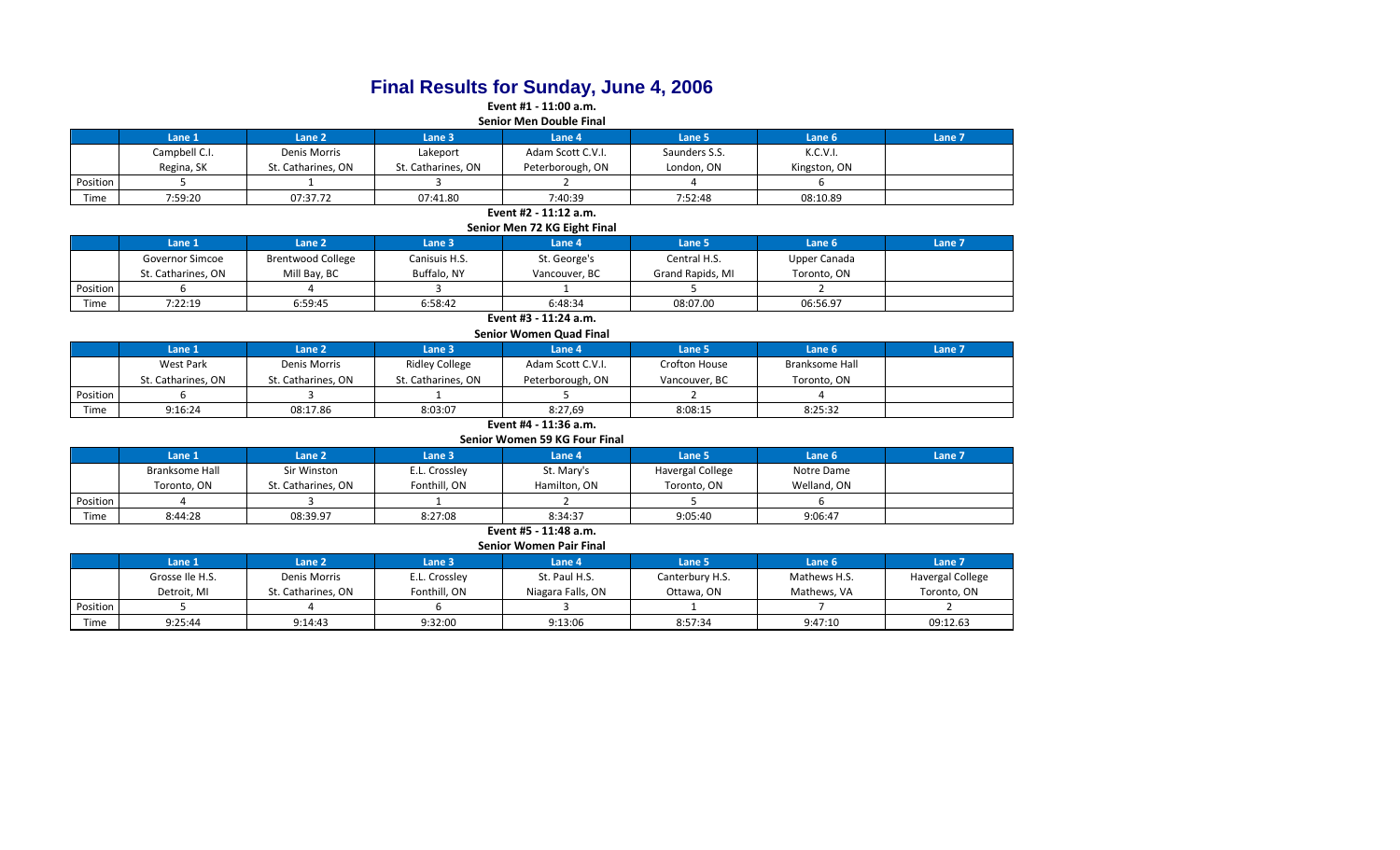# Final Results for Sunday, June 4, 2006

**Event #1 - 11:00 a.m.**

**Senior Men Double Final**

| | Lane 1 | Lane 2 | Lane 3 | Lane 4 | Lane 5 | Lane 6 | Lane 7 |
|---|---|---|---|---|---|---|---|
| | Campbell C.I. | Denis Morris | Lakeport | Adam Scott C.V.I. | Saunders S.S. | K.C.V.I. | |
| | Regina, SK | St. Catharines, ON | St. Catharines, ON | Peterborough, ON | London, ON | Kingston, ON | |
| Position | 5 | 1 | 3 | 2 | 4 | 6 | |
| Time | 7:59:20 | 07:37.72 | 07:41.80 | 7:40:39 | 7:52:48 | 08:10.89 | |

**Event #2 - 11:12 a.m.**

**Senior Men 72 KG Eight Final**

| | Lane 1 | Lane 2 | Lane 3 | Lane 4 | Lane 5 | Lane 6 | Lane 7 |
|---|---|---|---|---|---|---|---|
| | Governor Simcoe | Brentwood College | Canisuis H.S. | St. George's | Central H.S. | Upper Canada | |
| | St. Catharines, ON | Mill Bay, BC | Buffalo, NY | Vancouver, BC | Grand Rapids, MI | Toronto, ON | |
| Position | 6 | 4 | 3 | 1 | 5 | 2 | |
| Time | 7:22:19 | 6:59:45 | 6:58:42 | 6:48:34 | 08:07.00 | 06:56.97 | |

**Event #3 - 11:24 a.m.**

**Senior Women Quad Final**

| | Lane 1 | Lane 2 | Lane 3 | Lane 4 | Lane 5 | Lane 6 | Lane 7 |
|---|---|---|---|---|---|---|---|
| | West Park | Denis Morris | Ridley College | Adam Scott C.V.I. | Crofton House | Branksome Hall | |
| | St. Catharines, ON | St. Catharines, ON | St. Catharines, ON | Peterborough, ON | Vancouver, BC | Toronto, ON | |
| Position | 6 | 3 | 1 | 5 | 2 | 4 | |
| Time | 9:16:24 | 08:17.86 | 8:03:07 | 8:27,69 | 8:08:15 | 8:25:32 | |

**Event #4 - 11:36 a.m.**

**Senior Women 59 KG Four Final**

| | Lane 1 | Lane 2 | Lane 3 | Lane 4 | Lane 5 | Lane 6 | Lane 7 |
|---|---|---|---|---|---|---|---|
| | Branksome Hall | Sir Winston | E.L. Crossley | St. Mary's | Havergal College | Notre Dame | |
| | Toronto, ON | St. Catharines, ON | Fonthill, ON | Hamilton, ON | Toronto, ON | Welland, ON | |
| Position | 4 | 3 | 1 | 2 | 5 | 6 | |
| Time | 8:44:28 | 08:39.97 | 8:27:08 | 8:34:37 | 9:05:40 | 9:06:47 | |

**Event #5 - 11:48 a.m.**

**Senior Women Pair Final**

| | Lane 1 | Lane 2 | Lane 3 | Lane 4 | Lane 5 | Lane 6 | Lane 7 |
|---|---|---|---|---|---|---|---|
| | Grosse Ile H.S. | Denis Morris | E.L. Crossley | St. Paul H.S. | Canterbury H.S. | Mathews H.S. | Havergal College |
| | Detroit, MI | St. Catharines, ON | Fonthill, ON | Niagara Falls, ON | Ottawa, ON | Mathews, VA | Toronto, ON |
| Position | 5 | 4 | 6 | 3 | 1 | 7 | 2 |
| Time | 9:25:44 | 9:14:43 | 9:32:00 | 9:13:06 | 8:57:34 | 9:47:10 | 09:12.63 |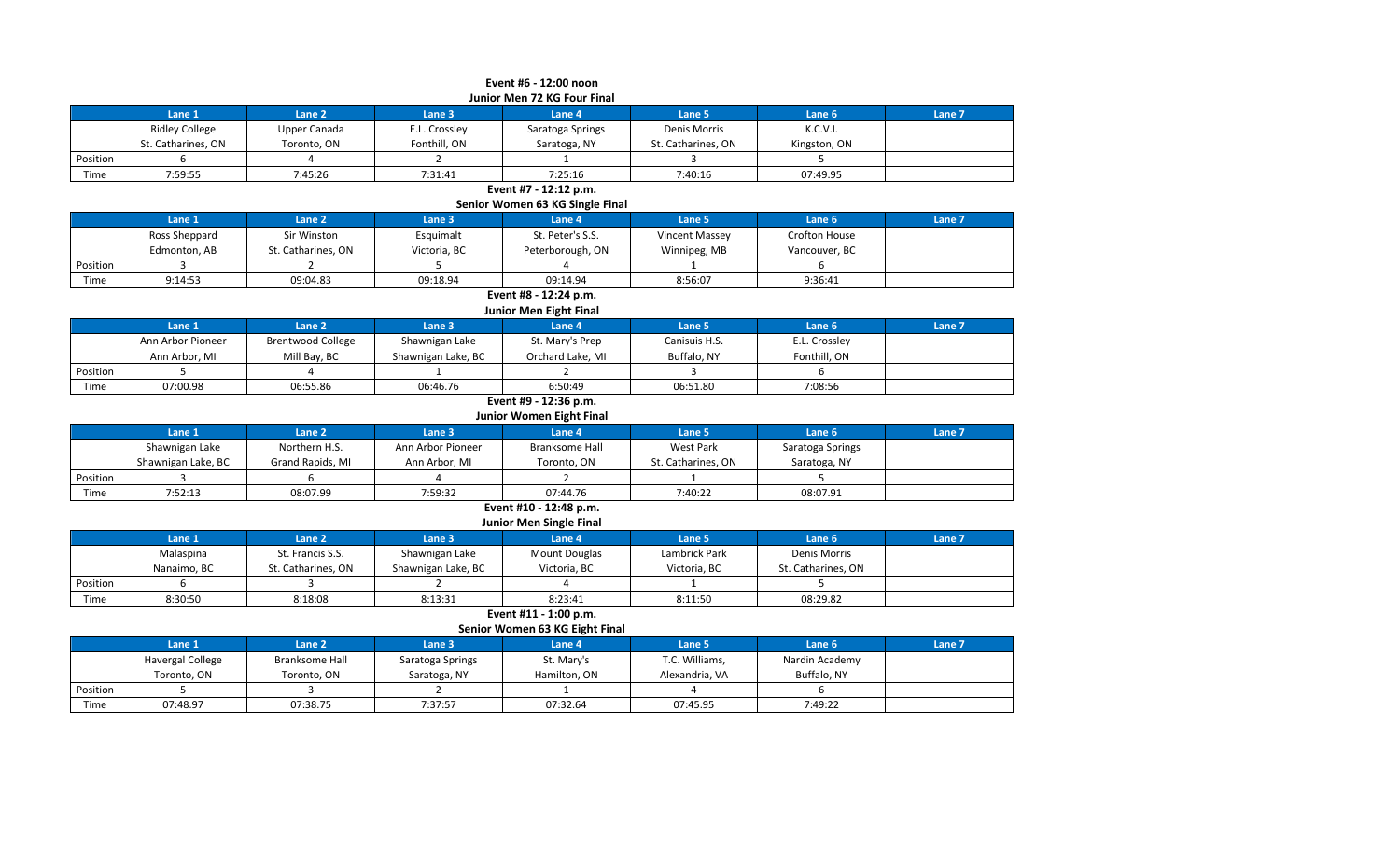**Event #6 - 12:00 noon**

**Junior Men 72 KG Four Final**

| | Lane 1 | Lane 2 | Lane 3 | Lane 4 | Lane 5 | Lane 6 | Lane 7 |
|---|---|---|---|---|---|---|---|
| | Ridley College | Upper Canada | E.L. Crossley | Saratoga Springs | Denis Morris | K.C.V.I. | |
| | St. Catharines, ON | Toronto, ON | Fonthill, ON | Saratoga, NY | St. Catharines, ON | Kingston, ON | |
| Position | 6 | 4 | 2 | 1 | 3 | 5 | |
| Time | 7:59:55 | 7:45:26 | 7:31:41 | 7:25:16 | 7:40:16 | 07:49.95 | |

**Event #7 - 12:12 p.m.**

**Senior Women 63 KG Single Final**

| | Lane 1 | Lane 2 | Lane 3 | Lane 4 | Lane 5 | Lane 6 | Lane 7 |
|---|---|---|---|---|---|---|---|
| | Ross Sheppard | Sir Winston | Esquimalt | St. Peter's S.S. | Vincent Massey | Crofton House | |
| | Edmonton, AB | St. Catharines, ON | Victoria, BC | Peterborough, ON | Winnipeg, MB | Vancouver, BC | |
| Position | 3 | 2 | 5 | 4 | 1 | 6 | |
| Time | 9:14:53 | 09:04.83 | 09:18.94 | 09:14.94 | 8:56:07 | 9:36:41 | |

**Event #8 - 12:24 p.m.**

**Junior Men Eight Final**

| | Lane 1 | Lane 2 | Lane 3 | Lane 4 | Lane 5 | Lane 6 | Lane 7 |
|---|---|---|---|---|---|---|---|
| | Ann Arbor Pioneer | Brentwood College | Shawnigan Lake | St. Mary's Prep | Canisuis H.S. | E.L. Crossley | |
| | Ann Arbor, MI | Mill Bay, BC | Shawnigan Lake, BC | Orchard Lake, MI | Buffalo, NY | Fonthill, ON | |
| Position | 5 | 4 | 1 | 2 | 3 | 6 | |
| Time | 07:00.98 | 06:55.86 | 06:46.76 | 6:50:49 | 06:51.80 | 7:08:56 | |

**Event #9 - 12:36 p.m.**

**Junior Women Eight Final**

| | Lane 1 | Lane 2 | Lane 3 | Lane 4 | Lane 5 | Lane 6 | Lane 7 |
|---|---|---|---|---|---|---|---|
| | Shawnigan Lake | Northern H.S. | Ann Arbor Pioneer | Branksome Hall | West Park | Saratoga Springs | |
| | Shawnigan Lake, BC | Grand Rapids, MI | Ann Arbor, MI | Toronto, ON | St. Catharines, ON | Saratoga, NY | |
| Position | 3 | 6 | 4 | 2 | 1 | 5 | |
| Time | 7:52:13 | 08:07.99 | 7:59:32 | 07:44.76 | 7:40:22 | 08:07.91 | |

**Event #10 - 12:48 p.m.**

**Junior Men Single Final**

| | Lane 1 | Lane 2 | Lane 3 | Lane 4 | Lane 5 | Lane 6 | Lane 7 |
|---|---|---|---|---|---|---|---|
| | Malaspina | St. Francis S.S. | Shawnigan Lake | Mount Douglas | Lambrick Park | Denis Morris | |
| | Nanaimo, BC | St. Catharines, ON | Shawnigan Lake, BC | Victoria, BC | Victoria, BC | St. Catharines, ON | |
| Position | 6 | 3 | 2 | 4 | 1 | 5 | |
| Time | 8:30:50 | 8:18:08 | 8:13:31 | 8:23:41 | 8:11:50 | 08:29.82 | |

**Event #11 - 1:00 p.m.**

**Senior Women 63 KG Eight Final**

| | Lane 1 | Lane 2 | Lane 3 | Lane 4 | Lane 5 | Lane 6 | Lane 7 |
|---|---|---|---|---|---|---|---|
| | Havergal College | Branksome Hall | Saratoga Springs | St. Mary's | T.C. Williams, | Nardin Academy | |
| | Toronto, ON | Toronto, ON | Saratoga, NY | Hamilton, ON | Alexandria, VA | Buffalo, NY | |
| Position | 5 | 3 | 2 | 1 | 4 | 6 | |
| Time | 07:48.97 | 07:38.75 | 7:37:57 | 07:32.64 | 07:45.95 | 7:49:22 | |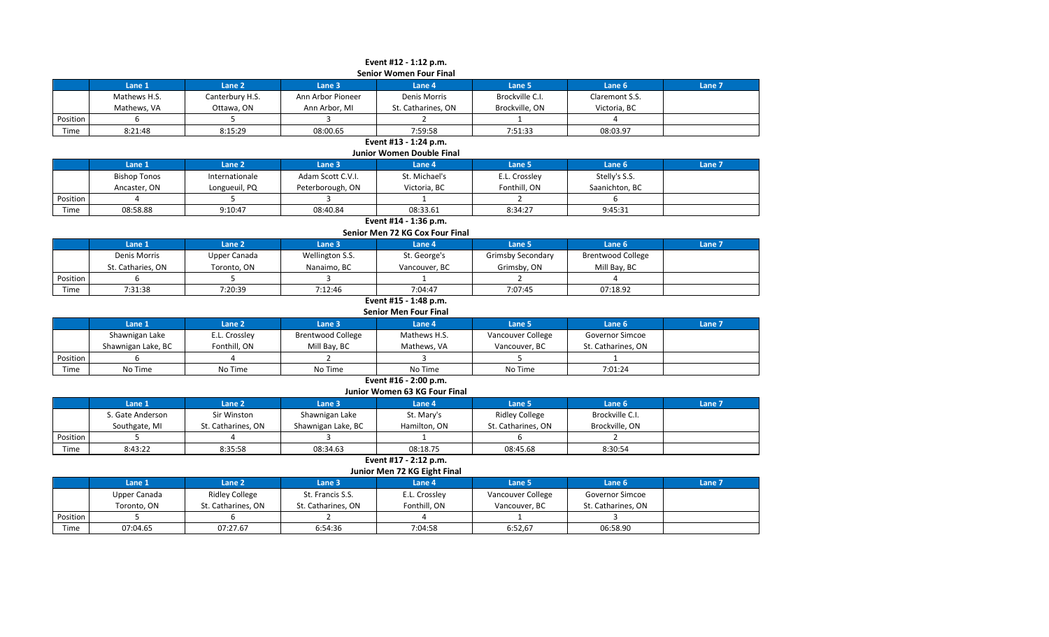**Event #12 - 1:12 p.m.**

**Senior Women Four Final**

| | Lane 1 | Lane 2 | Lane 3 | Lane 4 | Lane 5 | Lane 6 | Lane 7 |
|---|---|---|---|---|---|---|---|
| | Mathews H.S. | Canterbury H.S. | Ann Arbor Pioneer | Denis Morris | Brockville C.I. | Claremont S.S. | |
| | Mathews, VA | Ottawa, ON | Ann Arbor, MI | St. Catharines, ON | Brockville, ON | Victoria, BC | |
| Position | 6 | 5 | 3 | 2 | 1 | 4 | |
| Time | 8:21:48 | 8:15:29 | 08:00.65 | 7:59:58 | 7:51:33 | 08:03.97 | |

**Event #13 - 1:24 p.m.**

**Junior Women Double Final**

| | Lane 1 | Lane 2 | Lane 3 | Lane 4 | Lane 5 | Lane 6 | Lane 7 |
|---|---|---|---|---|---|---|---|
| | Bishop Tonos | Internationale | Adam Scott C.V.I. | St. Michael's | E.L. Crossley | Stelly's S.S. | |
| | Ancaster, ON | Longueuil, PQ | Peterborough, ON | Victoria, BC | Fonthill, ON | Saanichton, BC | |
| Position | 4 | 5 | 3 | 1 | 2 | 6 | |
| Time | 08:58.88 | 9:10:47 | 08:40.84 | 08:33.61 | 8:34:27 | 9:45:31 | |

**Event #14 - 1:36 p.m.**

**Senior Men 72 KG Cox Four Final**

| | Lane 1 | Lane 2 | Lane 3 | Lane 4 | Lane 5 | Lane 6 | Lane 7 |
|---|---|---|---|---|---|---|---|
| | Denis Morris | Upper Canada | Wellington S.S. | St. George's | Grimsby Secondary | Brentwood College | |
| | St. Catharies, ON | Toronto, ON | Nanaimo, BC | Vancouver, BC | Grimsby, ON | Mill Bay, BC | |
| Position | 6 | 5 | 3 | 1 | 2 | 4 | |
| Time | 7:31:38 | 7:20:39 | 7:12:46 | 7:04:47 | 7:07:45 | 07:18.92 | |

**Event #15 - 1:48 p.m.**

**Senior Men Four Final**

| | Lane 1 | Lane 2 | Lane 3 | Lane 4 | Lane 5 | Lane 6 | Lane 7 |
|---|---|---|---|---|---|---|---|
| | Shawnigan Lake | E.L. Crossley | Brentwood College | Mathews H.S. | Vancouver College | Governor Simcoe | |
| | Shawnigan Lake, BC | Fonthill, ON | Mill Bay, BC | Mathews, VA | Vancouver, BC | St. Catharines, ON | |
| Position | 6 | 4 | 2 | 3 | 5 | 1 | |
| Time | No Time | No Time | No Time | No Time | No Time | 7:01:24 | |

**Event #16 - 2:00 p.m.**

**Junior Women 63 KG Four Final**

| | Lane 1 | Lane 2 | Lane 3 | Lane 4 | Lane 5 | Lane 6 | Lane 7 |
|---|---|---|---|---|---|---|---|
| | S. Gate Anderson | Sir Winston | Shawnigan Lake | St. Mary's | Ridley College | Brockville C.I. | |
| | Southgate, MI | St. Catharines, ON | Shawnigan Lake, BC | Hamilton, ON | St. Catharines, ON | Brockville, ON | |
| Position | 5 | 4 | 3 | 1 | 6 | 2 | |
| Time | 8:43:22 | 8:35:58 | 08:34.63 | 08:18.75 | 08:45.68 | 8:30:54 | |

**Event #17 - 2:12 p.m.**

**Junior Men 72 KG Eight Final**

| | Lane 1 | Lane 2 | Lane 3 | Lane 4 | Lane 5 | Lane 6 | Lane 7 |
|---|---|---|---|---|---|---|---|
| | Upper Canada | Ridley College | St. Francis S.S. | E.L. Crossley | Vancouver College | Governor Simcoe | |
| | Toronto, ON | St. Catharines, ON | St. Catharines, ON | Fonthill, ON | Vancouver, BC | St. Catharines, ON | |
| Position | 5 | 6 | 2 | 4 | 1 | 3 | |
| Time | 07:04.65 | 07:27.67 | 6:54:36 | 7:04:58 | 6:52,67 | 06:58.90 | |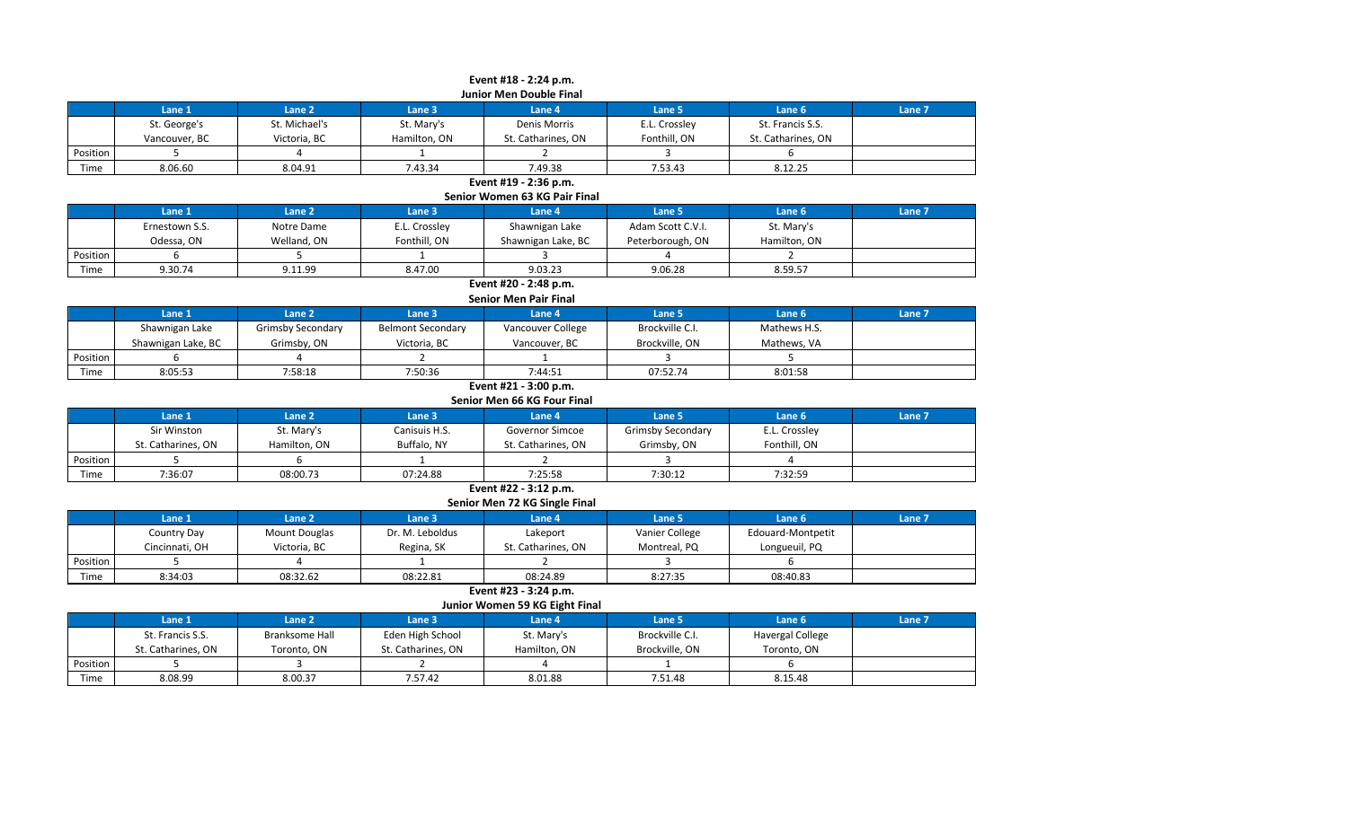**Event #18 - 2:24 p.m.**
**Junior Men Double Final**

| | Lane 1 | Lane 2 | Lane 3 | Lane 4 | Lane 5 | Lane 6 | Lane 7 |
|---|---|---|---|---|---|---|---|
| | St. George's | St. Michael's | St. Mary's | Denis Morris | E.L. Crossley | St. Francis S.S. | |
| | Vancouver, BC | Victoria, BC | Hamilton, ON | St. Catharines, ON | Fonthill, ON | St. Catharines, ON | |
| Position | 5 | 4 | 1 | 2 | 3 | 6 | |
| Time | 8.06.60 | 8.04.91 | 7.43.34 | 7.49.38 | 7.53.43 | 8.12.25 | |

**Event #19 - 2:36 p.m.**
**Senior Women 63 KG Pair Final**

| | Lane 1 | Lane 2 | Lane 3 | Lane 4 | Lane 5 | Lane 6 | Lane 7 |
|---|---|---|---|---|---|---|---|
| | Ernestown S.S. | Notre Dame | E.L. Crossley | Shawnigan Lake | Adam Scott C.V.I. | St. Mary's | |
| | Odessa, ON | Welland, ON | Fonthill, ON | Shawnigan Lake, BC | Peterborough, ON | Hamilton, ON | |
| Position | 6 | 5 | 1 | 3 | 4 | 2 | |
| Time | 9.30.74 | 9.11.99 | 8.47.00 | 9.03.23 | 9.06.28 | 8.59.57 | |

**Event #20 - 2:48 p.m.**
**Senior Men Pair Final**

| | Lane 1 | Lane 2 | Lane 3 | Lane 4 | Lane 5 | Lane 6 | Lane 7 |
|---|---|---|---|---|---|---|---|
| | Shawnigan Lake | Grimsby Secondary | Belmont Secondary | Vancouver College | Brockville C.I. | Mathews H.S. | |
| | Shawnigan Lake, BC | Grimsby, ON | Victoria, BC | Vancouver, BC | Brockville, ON | Mathews, VA | |
| Position | 6 | 4 | 2 | 1 | 3 | 5 | |
| Time | 8:05:53 | 7:58:18 | 7:50:36 | 7:44:51 | 07:52.74 | 8:01:58 | |

**Event #21 - 3:00 p.m.**
**Senior Men 66 KG Four Final**

| | Lane 1 | Lane 2 | Lane 3 | Lane 4 | Lane 5 | Lane 6 | Lane 7 |
|---|---|---|---|---|---|---|---|
| | Sir Winston | St. Mary's | Canisuis H.S. | Governor Simcoe | Grimsby Secondary | E.L. Crossley | |
| | St. Catharines, ON | Hamilton, ON | Buffalo, NY | St. Catharines, ON | Grimsby, ON | Fonthill, ON | |
| Position | 5 | 6 | 1 | 2 | 3 | 4 | |
| Time | 7:36:07 | 08:00.73 | 07:24.88 | 7:25:58 | 7:30:12 | 7:32:59 | |

**Event #22 - 3:12 p.m.**
**Senior Men 72 KG Single Final**

| | Lane 1 | Lane 2 | Lane 3 | Lane 4 | Lane 5 | Lane 6 | Lane 7 |
|---|---|---|---|---|---|---|---|
| | Country Day | Mount Douglas | Dr. M. Leboldus | Lakeport | Vanier College | Edouard-Montpetit | |
| | Cincinnati, OH | Victoria, BC | Regina, SK | St. Catharines, ON | Montreal, PQ | Longueuil, PQ | |
| Position | 5 | 4 | 1 | 2 | 3 | 6 | |
| Time | 8:34:03 | 08:32.62 | 08:22.81 | 08:24.89 | 8:27:35 | 08:40.83 | |

**Event #23 - 3:24 p.m.**
**Junior Women 59 KG Eight Final**

| | Lane 1 | Lane 2 | Lane 3 | Lane 4 | Lane 5 | Lane 6 | Lane 7 |
|---|---|---|---|---|---|---|---|
| | St. Francis S.S. | Branksome Hall | Eden High School | St. Mary's | Brockville C.I. | Havergal College | |
| | St. Catharines, ON | Toronto, ON | St. Catharines, ON | Hamilton, ON | Brockville, ON | Toronto, ON | |
| Position | 5 | 3 | 2 | 4 | 1 | 6 | |
| Time | 8.08.99 | 8.00.37 | 7.57.42 | 8.01.88 | 7.51.48 | 8.15.48 | |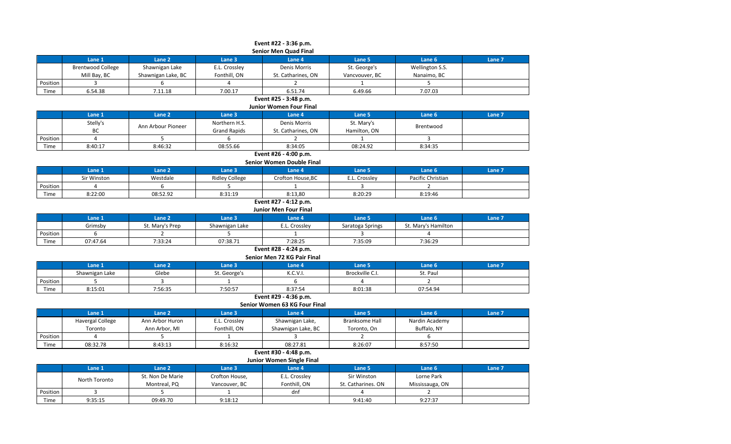## Event #22 - 3:36 p.m.

### Senior Men Quad Final

| | Lane 1 | Lane 2 | Lane 3 | Lane 4 | Lane 5 | Lane 6 | Lane 7 |
|---|---|---|---|---|---|---|---|
| | Brentwood College<br>Mill Bay, BC | Shawnigan Lake<br>Shawnigan Lake, BC | E.L. Crossley<br>Fonthill, ON | Denis Morris<br>St. Catharines, ON | St. George's<br>Vancvouver, BC | Wellington S.S.<br>Nanaimo, BC | |
| Position | 3 | 6 | 4 | 2 | 1 | 5 | |
| Time | 6.54.38 | 7.11.18 | 7.00.17 | 6.51.74 | 6.49.66 | 7.07.03 | |

## Event #25 - 3:48 p.m.

### Junior Women Four Final

| | Lane 1 | Lane 2 | Lane 3 | Lane 4 | Lane 5 | Lane 6 | Lane 7 |
|---|---|---|---|---|---|---|---|
| | Stelly's<br>BC | Ann Arbour Pioneer | Northern H.S.<br>Grand Rapids | Denis Morris<br>St. Catharines, ON | St. Mary's<br>Hamilton, ON | Brentwood | |
| Position | 4 | 5 | 6 | 2 | 1 | 3 | |
| Time | 8:40:17 | 8:46:32 | 08:55.66 | 8:34:05 | 08:24.92 | 8:34:35 | |

## Event #26 - 4:00 p.m.

### Senior Women Double Final

| | Lane 1 | Lane 2 | Lane 3 | Lane 4 | Lane 5 | Lane 6 | Lane 7 |
|---|---|---|---|---|---|---|---|
| | Sir Winston | Westdale | Ridley College | Crofton House,BC | E.L. Crossley | Pacific Christian | |
| Position | 4 | 6 | 5 | 1 | 3 | 2 | |
| Time | 8:22:00 | 08:52.92 | 8:31:19 | 8:13,80 | 8:20:29 | 8:19:46 | |

## Event #27 - 4:12 p.m.

### Junior Men Four Final

| | Lane 1 | Lane 2 | Lane 3 | Lane 4 | Lane 5 | Lane 6 | Lane 7 |
|---|---|---|---|---|---|---|---|
| | Grimsby | St. Mary's Prep | Shawnigan Lake | E.L. Crossley | Saratoga Springs | St. Mary's Hamilton | |
| Position | 6 | 2 | 5 | 1 | 3 | 4 | |
| Time | 07:47.64 | 7:33:24 | 07:38.71 | 7:28:25 | 7:35:09 | 7:36:29 | |

## Event #28 - 4:24 p.m.

### Senior Men 72 KG Pair Final

| | Lane 1 | Lane 2 | Lane 3 | Lane 4 | Lane 5 | Lane 6 | Lane 7 |
|---|---|---|---|---|---|---|---|
| | Shawnigan Lake | Glebe | St. George's | K.C.V.I. | Brockville C.I. | St. Paul | |
| Position | 5 | 3 | 1 | 6 | 4 | 2 | |
| Time | 8:15:01 | 7:56:35 | 7:50:57 | 8:37:54 | 8:01:38 | 07:54.94 | |

## Event #29 - 4:36 p.m.

### Senior Women 63 KG Four Final

| | Lane 1 | Lane 2 | Lane 3 | Lane 4 | Lane 5 | Lane 6 | Lane 7 |
|---|---|---|---|---|---|---|---|
| | Havergal College<br>Toronto | Ann Arbor Huron<br>Ann Arbor, MI | E.L. Crossley<br>Fonthill, ON | Shawnigan Lake,<br>Shawnigan Lake, BC | Branksome Hall<br>Toronto, On | Nardin Academy<br>Buffalo, NY | |
| Position | 4 | 5 | 1 | 3 | 2 | 6 | |
| Time | 08:32.78 | 8:43:13 | 8:16:32 | 08:27.81 | 8:26:07 | 8:57:50 | |

## Event #30 - 4:48 p.m.

### Junior Women Single Final

| | Lane 1 | Lane 2 | Lane 3 | Lane 4 | Lane 5 | Lane 6 | Lane 7 |
|---|---|---|---|---|---|---|---|
| | North Toronto | St. Non De Marie<br>Montreal, PQ | Crofton House,<br>Vancouver, BC | E.L. Crossley<br>Fonthill, ON | Sir Winston<br>St. Catharines. ON | Lorne Park<br>Mississauga, ON | |
| Position | 3 | 5 | 1 | dnf | 4 | 2 | |
| Time | 9:35:15 | 09:49.70 | 9:18:12 | | 9:41:40 | 9:27:37 | |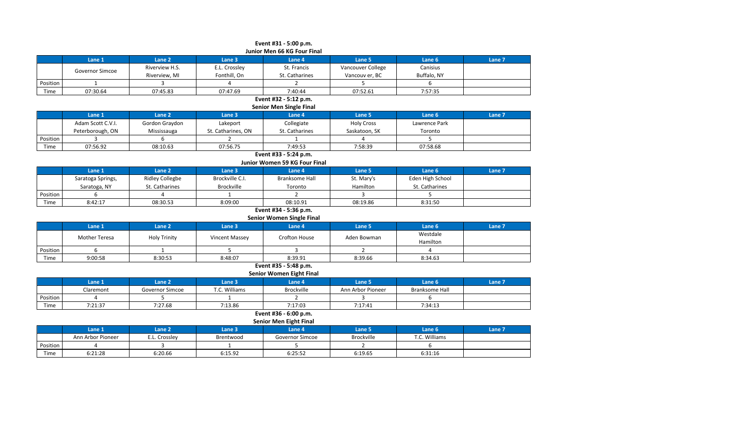**Event #31 - 5:00 p.m.**
**Junior Men 66 KG Four Final**

| | Lane 1 | Lane 2 | Lane 3 | Lane 4 | Lane 5 | Lane 6 | Lane 7 |
|---|---|---|---|---|---|---|---|
| | Governor Simcoe | Riverview H.S. Riverview, MI | E.L. Crossley Fonthill, On | St. Francis St. Catharines | Vancouver College Vancouv er, BC | Canisius Buffalo, NY | |
| Position | 1 | 3 | 4 | 2 | 5 | 6 | |
| Time | 07:30.64 | 07:45.83 | 07:47.69 | 7:40:44 | 07:52.61 | 7:57:35 | |

**Event #32 - 5:12 p.m.**
**Senior Men Single Final**

| | Lane 1 | Lane 2 | Lane 3 | Lane 4 | Lane 5 | Lane 6 | Lane 7 |
|---|---|---|---|---|---|---|---|
| | Adam Scott C.V.I. Peterborough, ON | Gordon Graydon Mississauga | Lakeport St. Catharines, ON | Collegiate St. Catharines | Holy Cross Saskatoon, SK | Lawrence Park Toronto | |
| Position | 3 | 6 | 2 | 1 | 4 | 5 | |
| Time | 07:56.92 | 08:10.63 | 07:56.75 | 7:49:53 | 7:58:39 | 07:58.68 | |

**Event #33 - 5:24 p.m.**
**Junior Women 59 KG Four Final**

| | Lane 1 | Lane 2 | Lane 3 | Lane 4 | Lane 5 | Lane 6 | Lane 7 |
|---|---|---|---|---|---|---|---|
| | Saratoga Springs, Saratoga, NY | Ridley Collegbe St. Catharines | Brockville C.I. Brockville | Branksome Hall Toronto | St. Mary's Hamilton | Eden High School St. Catharines | |
| Position | 6 | 4 | 1 | 2 | 3 | 5 | |
| Time | 8:42:17 | 08:30.53 | 8:09:00 | 08:10.91 | 08:19.86 | 8:31:50 | |

**Event #34 - 5:36 p.m.**
**Senior Women Single Final**

| | Lane 1 | Lane 2 | Lane 3 | Lane 4 | Lane 5 | Lane 6 | Lane 7 |
|---|---|---|---|---|---|---|---|
| | Mother Teresa | Holy Trinity | Vincent Massey | Crofton House | Aden Bowman | Westdale Hamilton | |
| Position | 6 | 1 | 5 | 3 | 2 | 4 | |
| Time | 9:00:58 | 8:30:53 | 8:48:07 | 8:39.91 | 8:39.66 | 8:34.63 | |

**Event #35 - 5:48 p.m.**
**Senior Women Eight Final**

| | Lane 1 | Lane 2 | Lane 3 | Lane 4 | Lane 5 | Lane 6 | Lane 7 |
|---|---|---|---|---|---|---|---|
| | Claremont | Governor Simcoe | T.C. Williams | Brockville | Ann Arbor Pioneer | Branksome Hall | |
| Position | 4 | 5 | 1 | 2 | 3 | 6 | |
| Time | 7:21:37 | 7:27.68 | 7:13.86 | 7:17:03 | 7:17:41 | 7:34:13 | |

**Event #36 - 6:00 p.m.**
**Senior Men Eight Final**

| | Lane 1 | Lane 2 | Lane 3 | Lane 4 | Lane 5 | Lane 6 | Lane 7 |
|---|---|---|---|---|---|---|---|
| | Ann Arbor Pioneer | E.L. Crossley | Brentwood | Governor Simcoe | Brockville | T.C. Williams | |
| Position | 4 | 3 | 1 | 5 | 2 | 6 | |
| Time | 6:21:28 | 6:20.66 | 6:15.92 | 6:25:52 | 6:19.65 | 6:31:16 | |